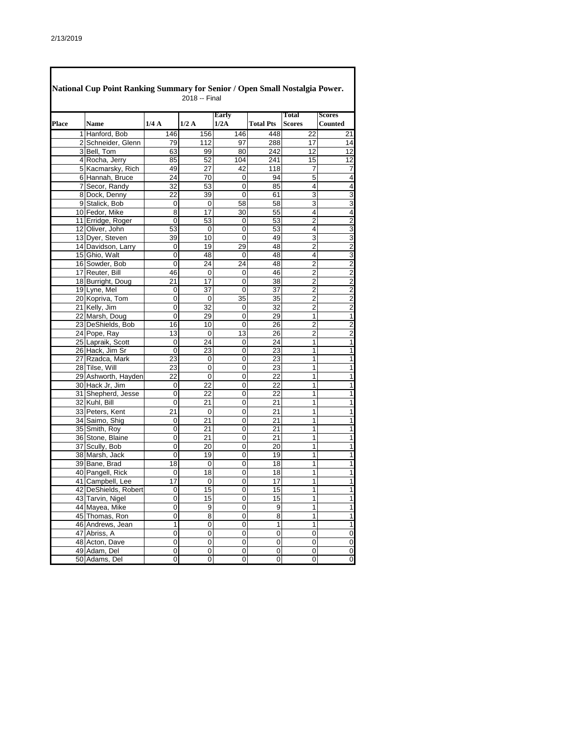2/13/2019

**National Cup Point Ranking Summary for Senior / Open Small Nostalgia Power.**

2018 -- Final

| Place | Name | 1/4 A | 1/2 A | Early 1/2A | Total Pts | Total Scores | Scores Counted |
|---|---|---|---|---|---|---|---|
| 1 | Hanford, Bob | 146 | 156 | 146 | 448 | 22 | 21 |
| 2 | Schneider, Glenn | 79 | 112 | 97 | 288 | 17 | 14 |
| 3 | Bell, Tom | 63 | 99 | 80 | 242 | 12 | 12 |
| 4 | Rocha, Jerry | 85 | 52 | 104 | 241 | 15 | 12 |
| 5 | Kacmarsky, Rich | 49 | 27 | 42 | 118 | 7 | 7 |
| 6 | Hannah, Bruce | 24 | 70 | 0 | 94 | 5 | 4 |
| 7 | Secor, Randy | 32 | 53 | 0 | 85 | 4 | 4 |
| 8 | Dock, Denny | 22 | 39 | 0 | 61 | 3 | 3 |
| 9 | Stalick, Bob | 0 | 0 | 58 | 58 | 3 | 3 |
| 10 | Fedor, Mike | 8 | 17 | 30 | 55 | 4 | 4 |
| 11 | Erridge, Roger | 0 | 53 | 0 | 53 | 2 | 2 |
| 12 | Oliver, John | 53 | 0 | 0 | 53 | 4 | 3 |
| 13 | Dyer, Steven | 39 | 10 | 0 | 49 | 3 | 3 |
| 14 | Davidson, Larry | 0 | 19 | 29 | 48 | 2 | 2 |
| 15 | Ghio, Walt | 0 | 48 | 0 | 48 | 4 | 3 |
| 16 | Sowder, Bob | 0 | 24 | 24 | 48 | 2 | 2 |
| 17 | Reuter, Bill | 46 | 0 | 0 | 46 | 2 | 2 |
| 18 | Burright, Doug | 21 | 17 | 0 | 38 | 2 | 2 |
| 19 | Lyne, Mel | 0 | 37 | 0 | 37 | 2 | 2 |
| 20 | Kopriva, Tom | 0 | 0 | 35 | 35 | 2 | 2 |
| 21 | Kelly, Jim | 0 | 32 | 0 | 32 | 2 | 2 |
| 22 | Marsh, Doug | 0 | 29 | 0 | 29 | 1 | 1 |
| 23 | DeShields, Bob | 16 | 10 | 0 | 26 | 2 | 2 |
| 24 | Pope, Ray | 13 | 0 | 13 | 26 | 2 | 2 |
| 25 | Lapraik, Scott | 0 | 24 | 0 | 24 | 1 | 1 |
| 26 | Hack, Jim Sr | 0 | 23 | 0 | 23 | 1 | 1 |
| 27 | Rzadca, Mark | 23 | 0 | 0 | 23 | 1 | 1 |
| 28 | Tilse, Will | 23 | 0 | 0 | 23 | 1 | 1 |
| 29 | Ashworth, Hayden | 22 | 0 | 0 | 22 | 1 | 1 |
| 30 | Hack Jr, Jim | 0 | 22 | 0 | 22 | 1 | 1 |
| 31 | Shepherd, Jesse | 0 | 22 | 0 | 22 | 1 | 1 |
| 32 | Kuhl, Bill | 0 | 21 | 0 | 21 | 1 | 1 |
| 33 | Peters, Kent | 21 | 0 | 0 | 21 | 1 | 1 |
| 34 | Saimo, Shig | 0 | 21 | 0 | 21 | 1 | 1 |
| 35 | Smith, Roy | 0 | 21 | 0 | 21 | 1 | 1 |
| 36 | Stone, Blaine | 0 | 21 | 0 | 21 | 1 | 1 |
| 37 | Scully, Bob | 0 | 20 | 0 | 20 | 1 | 1 |
| 38 | Marsh, Jack | 0 | 19 | 0 | 19 | 1 | 1 |
| 39 | Bane, Brad | 18 | 0 | 0 | 18 | 1 | 1 |
| 40 | Pangell, Rick | 0 | 18 | 0 | 18 | 1 | 1 |
| 41 | Campbell, Lee | 17 | 0 | 0 | 17 | 1 | 1 |
| 42 | DeShields, Robert | 0 | 15 | 0 | 15 | 1 | 1 |
| 43 | Tarvin, Nigel | 0 | 15 | 0 | 15 | 1 | 1 |
| 44 | Mayea, Mike | 0 | 9 | 0 | 9 | 1 | 1 |
| 45 | Thomas, Ron | 0 | 8 | 0 | 8 | 1 | 1 |
| 46 | Andrews, Jean | 1 | 0 | 0 | 1 | 1 | 1 |
| 47 | Abriss, A | 0 | 0 | 0 | 0 | 0 | 0 |
| 48 | Acton, Dave | 0 | 0 | 0 | 0 | 0 | 0 |
| 49 | Adam, Del | 0 | 0 | 0 | 0 | 0 | 0 |
| 50 | Adams, Del | 0 | 0 | 0 | 0 | 0 | 0 |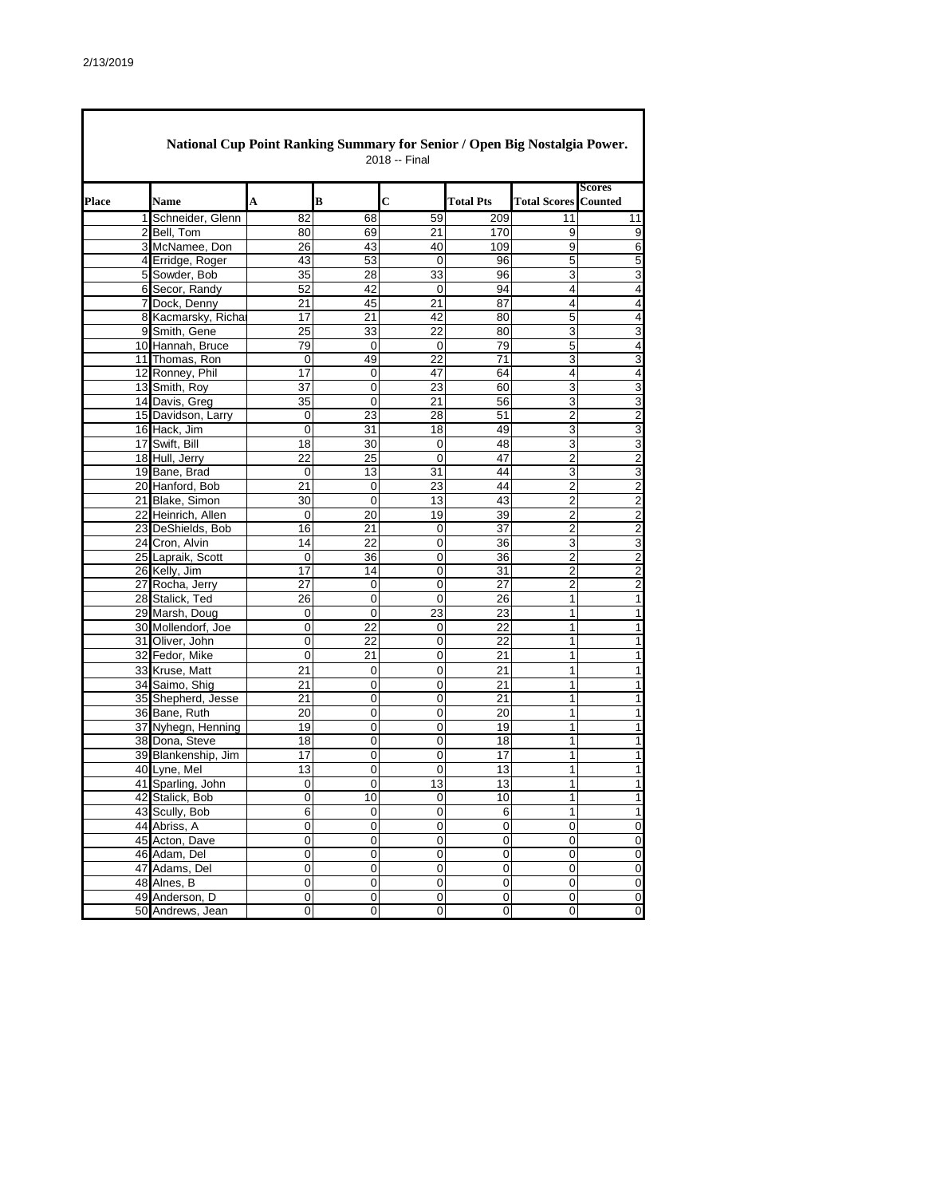2/13/2019

## National Cup Point Ranking Summary for Senior / Open Big Nostalgia Power.

2018 -- Final

| Place | Name | A | B | C | Total Pts | Total Scores | Scores Counted |
|---|---|---|---|---|---|---|---|
| 1 | Schneider, Glenn | 82 | 68 | 59 | 209 | 11 | 11 |
| 2 | Bell, Tom | 80 | 69 | 21 | 170 | 9 | 9 |
| 3 | McNamee, Don | 26 | 43 | 40 | 109 | 9 | 6 |
| 4 | Erridge, Roger | 43 | 53 | 0 | 96 | 5 | 5 |
| 5 | Sowder, Bob | 35 | 28 | 33 | 96 | 3 | 3 |
| 6 | Secor, Randy | 52 | 42 | 0 | 94 | 4 | 4 |
| 7 | Dock, Denny | 21 | 45 | 21 | 87 | 4 | 4 |
| 8 | Kacmarsky, Richa | 17 | 21 | 42 | 80 | 5 | 4 |
| 9 | Smith, Gene | 25 | 33 | 22 | 80 | 3 | 3 |
| 10 | Hannah, Bruce | 79 | 0 | 0 | 79 | 5 | 4 |
| 11 | Thomas, Ron | 0 | 49 | 22 | 71 | 3 | 3 |
| 12 | Ronney, Phil | 17 | 0 | 47 | 64 | 4 | 4 |
| 13 | Smith, Roy | 37 | 0 | 23 | 60 | 3 | 3 |
| 14 | Davis, Greg | 35 | 0 | 21 | 56 | 3 | 3 |
| 15 | Davidson, Larry | 0 | 23 | 28 | 51 | 2 | 2 |
| 16 | Hack, Jim | 0 | 31 | 18 | 49 | 3 | 3 |
| 17 | Swift, Bill | 18 | 30 | 0 | 48 | 3 | 3 |
| 18 | Hull, Jerry | 22 | 25 | 0 | 47 | 2 | 2 |
| 19 | Bane, Brad | 0 | 13 | 31 | 44 | 3 | 3 |
| 20 | Hanford, Bob | 21 | 0 | 23 | 44 | 2 | 2 |
| 21 | Blake, Simon | 30 | 0 | 13 | 43 | 2 | 2 |
| 22 | Heinrich, Allen | 0 | 20 | 19 | 39 | 2 | 2 |
| 23 | DeShields, Bob | 16 | 21 | 0 | 37 | 2 | 2 |
| 24 | Cron, Alvin | 14 | 22 | 0 | 36 | 3 | 3 |
| 25 | Lapraik, Scott | 0 | 36 | 0 | 36 | 2 | 2 |
| 26 | Kelly, Jim | 17 | 14 | 0 | 31 | 2 | 2 |
| 27 | Rocha, Jerry | 27 | 0 | 0 | 27 | 2 | 2 |
| 28 | Stalick, Ted | 26 | 0 | 0 | 26 | 1 | 1 |
| 29 | Marsh, Doug | 0 | 0 | 23 | 23 | 1 | 1 |
| 30 | Mollendorf, Joe | 0 | 22 | 0 | 22 | 1 | 1 |
| 31 | Oliver, John | 0 | 22 | 0 | 22 | 1 | 1 |
| 32 | Fedor, Mike | 0 | 21 | 0 | 21 | 1 | 1 |
| 33 | Kruse, Matt | 21 | 0 | 0 | 21 | 1 | 1 |
| 34 | Saimo, Shig | 21 | 0 | 0 | 21 | 1 | 1 |
| 35 | Shepherd, Jesse | 21 | 0 | 0 | 21 | 1 | 1 |
| 36 | Bane, Ruth | 20 | 0 | 0 | 20 | 1 | 1 |
| 37 | Nyhegn, Henning | 19 | 0 | 0 | 19 | 1 | 1 |
| 38 | Dona, Steve | 18 | 0 | 0 | 18 | 1 | 1 |
| 39 | Blankenship, Jim | 17 | 0 | 0 | 17 | 1 | 1 |
| 40 | Lyne, Mel | 13 | 0 | 0 | 13 | 1 | 1 |
| 41 | Sparling, John | 0 | 0 | 13 | 13 | 1 | 1 |
| 42 | Stalick, Bob | 0 | 10 | 0 | 10 | 1 | 1 |
| 43 | Scully, Bob | 6 | 0 | 0 | 6 | 1 | 1 |
| 44 | Abriss, A | 0 | 0 | 0 | 0 | 0 | 0 |
| 45 | Acton, Dave | 0 | 0 | 0 | 0 | 0 | 0 |
| 46 | Adam, Del | 0 | 0 | 0 | 0 | 0 | 0 |
| 47 | Adams, Del | 0 | 0 | 0 | 0 | 0 | 0 |
| 48 | Alnes, B | 0 | 0 | 0 | 0 | 0 | 0 |
| 49 | Anderson, D | 0 | 0 | 0 | 0 | 0 | 0 |
| 50 | Andrews, Jean | 0 | 0 | 0 | 0 | 0 | 0 |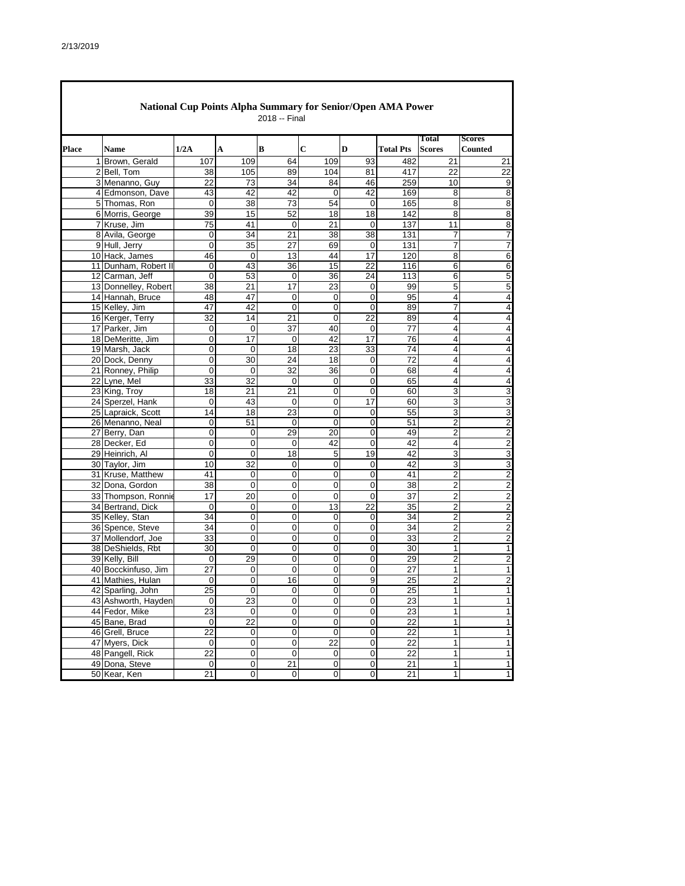## National Cup Points Alpha Summary for Senior/Open AMA Power

2018 -- Final

| Place | Name | 1/2A | A | B | C | D | Total Pts | Total Scores | Scores Counted |
|---|---|---|---|---|---|---|---|---|---|
| 1 | Brown, Gerald | 107 | 109 | 64 | 109 | 93 | 482 | 21 | 21 |
| 2 | Bell, Tom | 38 | 105 | 89 | 104 | 81 | 417 | 22 | 22 |
| 3 | Menanno, Guy | 22 | 73 | 34 | 84 | 46 | 259 | 10 | 9 |
| 4 | Edmonson, Dave | 43 | 42 | 42 | 0 | 42 | 169 | 8 | 8 |
| 5 | Thomas, Ron | 0 | 38 | 73 | 54 | 0 | 165 | 8 | 8 |
| 6 | Morris, George | 39 | 15 | 52 | 18 | 18 | 142 | 8 | 8 |
| 7 | Kruse, Jim | 75 | 41 | 0 | 21 | 0 | 137 | 11 | 8 |
| 8 | Avila, George | 0 | 34 | 21 | 38 | 38 | 131 | 7 | 7 |
| 9 | Hull, Jerry | 0 | 35 | 27 | 69 | 0 | 131 | 7 | 7 |
| 10 | Hack, James | 46 | 0 | 13 | 44 | 17 | 120 | 8 | 6 |
| 11 | Dunham, Robert II | 0 | 43 | 36 | 15 | 22 | 116 | 6 | 6 |
| 12 | Carman, Jeff | 0 | 53 | 0 | 36 | 24 | 113 | 6 | 5 |
| 13 | Donnelley, Robert | 38 | 21 | 17 | 23 | 0 | 99 | 5 | 5 |
| 14 | Hannah, Bruce | 48 | 47 | 0 | 0 | 0 | 95 | 4 | 4 |
| 15 | Kelley, Jim | 47 | 42 | 0 | 0 | 0 | 89 | 7 | 4 |
| 16 | Kerger, Terry | 32 | 14 | 21 | 0 | 22 | 89 | 4 | 4 |
| 17 | Parker, Jim | 0 | 0 | 37 | 40 | 0 | 77 | 4 | 4 |
| 18 | DeMeritte, Jim | 0 | 17 | 0 | 42 | 17 | 76 | 4 | 4 |
| 19 | Marsh, Jack | 0 | 0 | 18 | 23 | 33 | 74 | 4 | 4 |
| 20 | Dock, Denny | 0 | 30 | 24 | 18 | 0 | 72 | 4 | 4 |
| 21 | Ronney, Philip | 0 | 0 | 32 | 36 | 0 | 68 | 4 | 4 |
| 22 | Lyne, Mel | 33 | 32 | 0 | 0 | 0 | 65 | 4 | 4 |
| 23 | King, Troy | 18 | 21 | 21 | 0 | 0 | 60 | 3 | 3 |
| 24 | Sperzel, Hank | 0 | 43 | 0 | 0 | 17 | 60 | 3 | 3 |
| 25 | Lapraick, Scott | 14 | 18 | 23 | 0 | 0 | 55 | 3 | 3 |
| 26 | Menanno, Neal | 0 | 51 | 0 | 0 | 0 | 51 | 2 | 2 |
| 27 | Berry, Dan | 0 | 0 | 29 | 20 | 0 | 49 | 2 | 2 |
| 28 | Decker, Ed | 0 | 0 | 0 | 42 | 0 | 42 | 4 | 2 |
| 29 | Heinrich, Al | 0 | 0 | 18 | 5 | 19 | 42 | 3 | 3 |
| 30 | Taylor, Jim | 10 | 32 | 0 | 0 | 0 | 42 | 3 | 3 |
| 31 | Kruse, Matthew | 41 | 0 | 0 | 0 | 0 | 41 | 2 | 2 |
| 32 | Dona, Gordon | 38 | 0 | 0 | 0 | 0 | 38 | 2 | 2 |
| 33 | Thompson, Ronnie | 17 | 20 | 0 | 0 | 0 | 37 | 2 | 2 |
| 34 | Bertrand, Dick | 0 | 0 | 0 | 13 | 22 | 35 | 2 | 2 |
| 35 | Kelley, Stan | 34 | 0 | 0 | 0 | 0 | 34 | 2 | 2 |
| 36 | Spence, Steve | 34 | 0 | 0 | 0 | 0 | 34 | 2 | 2 |
| 37 | Mollendorf, Joe | 33 | 0 | 0 | 0 | 0 | 33 | 2 | 2 |
| 38 | DeShields, Rbt | 30 | 0 | 0 | 0 | 0 | 30 | 1 | 1 |
| 39 | Kelly, Bill | 0 | 29 | 0 | 0 | 0 | 29 | 2 | 2 |
| 40 | Bocckinfuso, Jim | 27 | 0 | 0 | 0 | 0 | 27 | 1 | 1 |
| 41 | Mathies, Hulan | 0 | 0 | 16 | 0 | 9 | 25 | 2 | 2 |
| 42 | Sparling, John | 25 | 0 | 0 | 0 | 0 | 25 | 1 | 1 |
| 43 | Ashworth, Hayden | 0 | 23 | 0 | 0 | 0 | 23 | 1 | 1 |
| 44 | Fedor, Mike | 23 | 0 | 0 | 0 | 0 | 23 | 1 | 1 |
| 45 | Bane, Brad | 0 | 22 | 0 | 0 | 0 | 22 | 1 | 1 |
| 46 | Grell, Bruce | 22 | 0 | 0 | 0 | 0 | 22 | 1 | 1 |
| 47 | Myers, Dick | 0 | 0 | 0 | 22 | 0 | 22 | 1 | 1 |
| 48 | Pangell, Rick | 22 | 0 | 0 | 0 | 0 | 22 | 1 | 1 |
| 49 | Dona, Steve | 0 | 0 | 21 | 0 | 0 | 21 | 1 | 1 |
| 50 | Kear, Ken | 21 | 0 | 0 | 0 | 0 | 21 | 1 | 1 |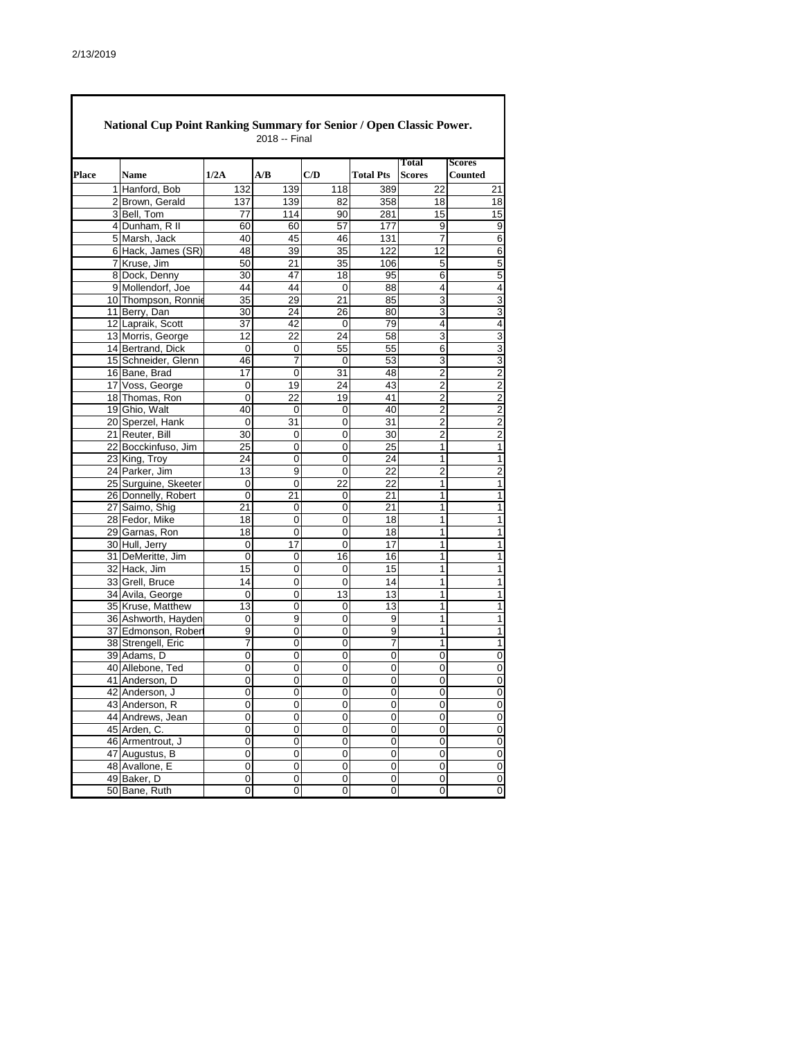## National Cup Point Ranking Summary for Senior / Open Classic Power.

2018 -- Final

| Place | Name | 1/2A | A/B | C/D | Total Pts | Total Scores | Scores Counted |
|---|---|---|---|---|---|---|---|
| 1 | Hanford, Bob | 132 | 139 | 118 | 389 | 22 | 21 |
| 2 | Brown, Gerald | 137 | 139 | 82 | 358 | 18 | 18 |
| 3 | Bell, Tom | 77 | 114 | 90 | 281 | 15 | 15 |
| 4 | Dunham, R II | 60 | 60 | 57 | 177 | 9 | 9 |
| 5 | Marsh, Jack | 40 | 45 | 46 | 131 | 7 | 6 |
| 6 | Hack, James (SR) | 48 | 39 | 35 | 122 | 12 | 6 |
| 7 | Kruse, Jim | 50 | 21 | 35 | 106 | 5 | 5 |
| 8 | Dock, Denny | 30 | 47 | 18 | 95 | 6 | 5 |
| 9 | Mollendorf, Joe | 44 | 44 | 0 | 88 | 4 | 4 |
| 10 | Thompson, Ronnie | 35 | 29 | 21 | 85 | 3 | 3 |
| 11 | Berry, Dan | 30 | 24 | 26 | 80 | 3 | 3 |
| 12 | Lapraik, Scott | 37 | 42 | 0 | 79 | 4 | 4 |
| 13 | Morris, George | 12 | 22 | 24 | 58 | 3 | 3 |
| 14 | Bertrand, Dick | 0 | 0 | 55 | 55 | 6 | 3 |
| 15 | Schneider, Glenn | 46 | 7 | 0 | 53 | 3 | 3 |
| 16 | Bane, Brad | 17 | 0 | 31 | 48 | 2 | 2 |
| 17 | Voss, George | 0 | 19 | 24 | 43 | 2 | 2 |
| 18 | Thomas, Ron | 0 | 22 | 19 | 41 | 2 | 2 |
| 19 | Ghio, Walt | 40 | 0 | 0 | 40 | 2 | 2 |
| 20 | Sperzel, Hank | 0 | 31 | 0 | 31 | 2 | 2 |
| 21 | Reuter, Bill | 30 | 0 | 0 | 30 | 2 | 2 |
| 22 | Bocckinfuso, Jim | 25 | 0 | 0 | 25 | 1 | 1 |
| 23 | King, Troy | 24 | 0 | 0 | 24 | 1 | 1 |
| 24 | Parker, Jim | 13 | 9 | 0 | 22 | 2 | 2 |
| 25 | Surguine, Skeeter | 0 | 0 | 22 | 22 | 1 | 1 |
| 26 | Donnelly, Robert | 0 | 21 | 0 | 21 | 1 | 1 |
| 27 | Saimo, Shig | 21 | 0 | 0 | 21 | 1 | 1 |
| 28 | Fedor, Mike | 18 | 0 | 0 | 18 | 1 | 1 |
| 29 | Garnas, Ron | 18 | 0 | 0 | 18 | 1 | 1 |
| 30 | Hull, Jerry | 0 | 17 | 0 | 17 | 1 | 1 |
| 31 | DeMeritte, Jim | 0 | 0 | 16 | 16 | 1 | 1 |
| 32 | Hack, Jim | 15 | 0 | 0 | 15 | 1 | 1 |
| 33 | Grell, Bruce | 14 | 0 | 0 | 14 | 1 | 1 |
| 34 | Avila, George | 0 | 0 | 13 | 13 | 1 | 1 |
| 35 | Kruse, Matthew | 13 | 0 | 0 | 13 | 1 | 1 |
| 36 | Ashworth, Hayden | 0 | 9 | 0 | 9 | 1 | 1 |
| 37 | Edmonson, Robert | 9 | 0 | 0 | 9 | 1 | 1 |
| 38 | Strengell, Eric | 7 | 0 | 0 | 7 | 1 | 1 |
| 39 | Adams, D | 0 | 0 | 0 | 0 | 0 | 0 |
| 40 | Allebone, Ted | 0 | 0 | 0 | 0 | 0 | 0 |
| 41 | Anderson, D | 0 | 0 | 0 | 0 | 0 | 0 |
| 42 | Anderson, J | 0 | 0 | 0 | 0 | 0 | 0 |
| 43 | Anderson, R | 0 | 0 | 0 | 0 | 0 | 0 |
| 44 | Andrews, Jean | 0 | 0 | 0 | 0 | 0 | 0 |
| 45 | Arden, C. | 0 | 0 | 0 | 0 | 0 | 0 |
| 46 | Armentrout, J | 0 | 0 | 0 | 0 | 0 | 0 |
| 47 | Augustus, B | 0 | 0 | 0 | 0 | 0 | 0 |
| 48 | Avallone, E | 0 | 0 | 0 | 0 | 0 | 0 |
| 49 | Baker, D | 0 | 0 | 0 | 0 | 0 | 0 |
| 50 | Bane, Ruth | 0 | 0 | 0 | 0 | 0 | 0 |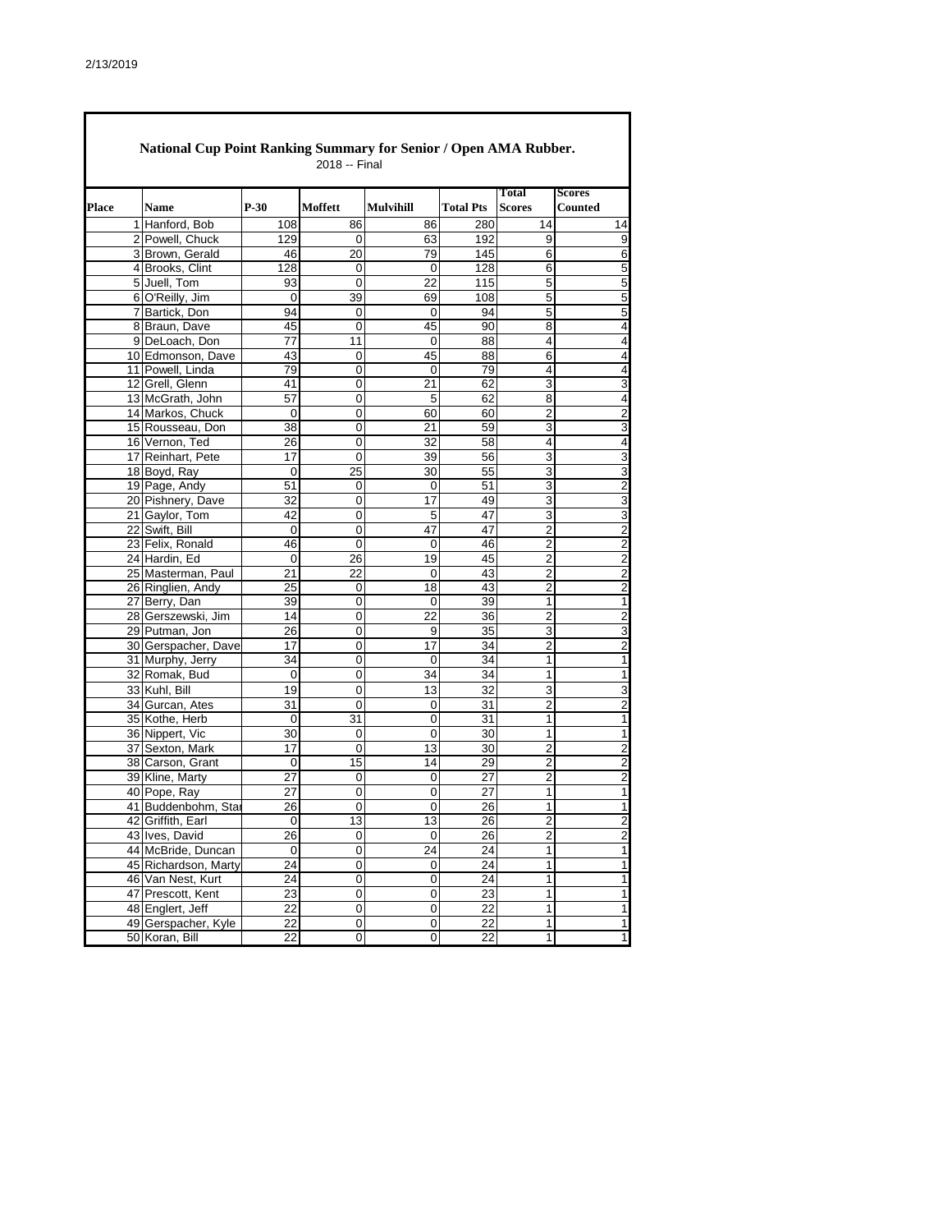2/13/2019

## National Cup Point Ranking Summary for Senior / Open AMA Rubber.

2018 -- Final

| Place | Name | P-30 | Moffett | Mulvihill | Total Pts | Total Scores | Scores Counted |
|---|---|---|---|---|---|---|---|
| 1 | Hanford, Bob | 108 | 86 | 86 | 280 | 14 | 14 |
| 2 | Powell, Chuck | 129 | 0 | 63 | 192 | 9 | 9 |
| 3 | Brown, Gerald | 46 | 20 | 79 | 145 | 6 | 6 |
| 4 | Brooks, Clint | 128 | 0 | 0 | 128 | 6 | 5 |
| 5 | Juell, Tom | 93 | 0 | 22 | 115 | 5 | 5 |
| 6 | O'Reilly, Jim | 0 | 39 | 69 | 108 | 5 | 5 |
| 7 | Bartick, Don | 94 | 0 | 0 | 94 | 5 | 5 |
| 8 | Braun, Dave | 45 | 0 | 45 | 90 | 8 | 4 |
| 9 | DeLoach, Don | 77 | 11 | 0 | 88 | 4 | 4 |
| 10 | Edmonson, Dave | 43 | 0 | 45 | 88 | 6 | 4 |
| 11 | Powell, Linda | 79 | 0 | 0 | 79 | 4 | 4 |
| 12 | Grell, Glenn | 41 | 0 | 21 | 62 | 3 | 3 |
| 13 | McGrath, John | 57 | 0 | 5 | 62 | 8 | 4 |
| 14 | Markos, Chuck | 0 | 0 | 60 | 60 | 2 | 2 |
| 15 | Rousseau, Don | 38 | 0 | 21 | 59 | 3 | 3 |
| 16 | Vernon, Ted | 26 | 0 | 32 | 58 | 4 | 4 |
| 17 | Reinhart, Pete | 17 | 0 | 39 | 56 | 3 | 3 |
| 18 | Boyd, Ray | 0 | 25 | 30 | 55 | 3 | 3 |
| 19 | Page, Andy | 51 | 0 | 0 | 51 | 3 | 2 |
| 20 | Pishnery, Dave | 32 | 0 | 17 | 49 | 3 | 3 |
| 21 | Gaylor, Tom | 42 | 0 | 5 | 47 | 3 | 3 |
| 22 | Swift, Bill | 0 | 0 | 47 | 47 | 2 | 2 |
| 23 | Felix, Ronald | 46 | 0 | 0 | 46 | 2 | 2 |
| 24 | Hardin, Ed | 0 | 26 | 19 | 45 | 2 | 2 |
| 25 | Masterman, Paul | 21 | 22 | 0 | 43 | 2 | 2 |
| 26 | Ringlien, Andy | 25 | 0 | 18 | 43 | 2 | 2 |
| 27 | Berry, Dan | 39 | 0 | 0 | 39 | 1 | 1 |
| 28 | Gerszewski, Jim | 14 | 0 | 22 | 36 | 2 | 2 |
| 29 | Putman, Jon | 26 | 0 | 9 | 35 | 3 | 3 |
| 30 | Gerspacher, Dave | 17 | 0 | 17 | 34 | 2 | 2 |
| 31 | Murphy, Jerry | 34 | 0 | 0 | 34 | 1 | 1 |
| 32 | Romak, Bud | 0 | 0 | 34 | 34 | 1 | 1 |
| 33 | Kuhl, Bill | 19 | 0 | 13 | 32 | 3 | 3 |
| 34 | Gurcan, Ates | 31 | 0 | 0 | 31 | 2 | 2 |
| 35 | Kothe, Herb | 0 | 31 | 0 | 31 | 1 | 1 |
| 36 | Nippert, Vic | 30 | 0 | 0 | 30 | 1 | 1 |
| 37 | Sexton, Mark | 17 | 0 | 13 | 30 | 2 | 2 |
| 38 | Carson, Grant | 0 | 15 | 14 | 29 | 2 | 2 |
| 39 | Kline, Marty | 27 | 0 | 0 | 27 | 2 | 2 |
| 40 | Pope, Ray | 27 | 0 | 0 | 27 | 1 | 1 |
| 41 | Buddenbohm, Sta | 26 | 0 | 0 | 26 | 1 | 1 |
| 42 | Griffith, Earl | 0 | 13 | 13 | 26 | 2 | 2 |
| 43 | Ives, David | 26 | 0 | 0 | 26 | 2 | 2 |
| 44 | McBride, Duncan | 0 | 0 | 24 | 24 | 1 | 1 |
| 45 | Richardson, Marty | 24 | 0 | 0 | 24 | 1 | 1 |
| 46 | Van Nest, Kurt | 24 | 0 | 0 | 24 | 1 | 1 |
| 47 | Prescott, Kent | 23 | 0 | 0 | 23 | 1 | 1 |
| 48 | Englert, Jeff | 22 | 0 | 0 | 22 | 1 | 1 |
| 49 | Gerspacher, Kyle | 22 | 0 | 0 | 22 | 1 | 1 |
| 50 | Koran, Bill | 22 | 0 | 0 | 22 | 1 | 1 |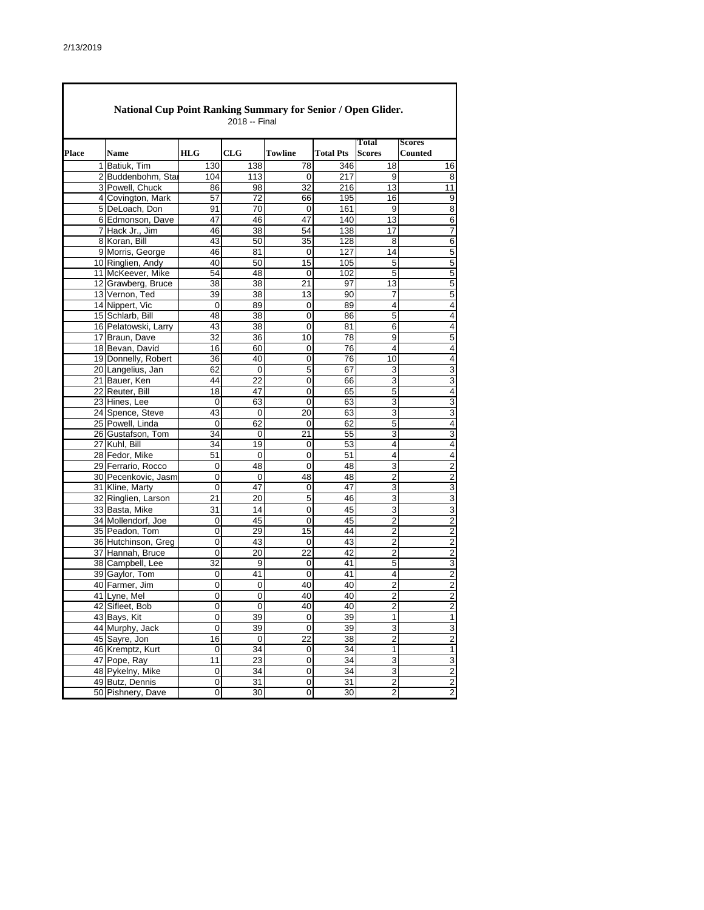## National Cup Point Ranking Summary for Senior / Open Glider.

2018 -- Final

| Place | Name | HLG | CLG | Towline | Total Pts | Total Scores | Scores Counted |
|---|---|---|---|---|---|---|---|
| 1 | Batiuk, Tim | 130 | 138 | 78 | 346 | 18 | 16 |
| 2 | Buddenbohm, Star | 104 | 113 | 0 | 217 | 9 | 8 |
| 3 | Powell, Chuck | 86 | 98 | 32 | 216 | 13 | 11 |
| 4 | Covington, Mark | 57 | 72 | 66 | 195 | 16 | 9 |
| 5 | DeLoach, Don | 91 | 70 | 0 | 161 | 9 | 8 |
| 6 | Edmonson, Dave | 47 | 46 | 47 | 140 | 13 | 6 |
| 7 | Hack Jr., Jim | 46 | 38 | 54 | 138 | 17 | 7 |
| 8 | Koran, Bill | 43 | 50 | 35 | 128 | 8 | 6 |
| 9 | Morris, George | 46 | 81 | 0 | 127 | 14 | 5 |
| 10 | Ringlien, Andy | 40 | 50 | 15 | 105 | 5 | 5 |
| 11 | McKeever, Mike | 54 | 48 | 0 | 102 | 5 | 5 |
| 12 | Grawberg, Bruce | 38 | 38 | 21 | 97 | 13 | 5 |
| 13 | Vernon, Ted | 39 | 38 | 13 | 90 | 7 | 5 |
| 14 | Nippert, Vic | 0 | 89 | 0 | 89 | 4 | 4 |
| 15 | Schlarb, Bill | 48 | 38 | 0 | 86 | 5 | 4 |
| 16 | Pelatowski, Larry | 43 | 38 | 0 | 81 | 6 | 4 |
| 17 | Braun, Dave | 32 | 36 | 10 | 78 | 9 | 5 |
| 18 | Bevan, David | 16 | 60 | 0 | 76 | 4 | 4 |
| 19 | Donnelly, Robert | 36 | 40 | 0 | 76 | 10 | 4 |
| 20 | Langelius, Jan | 62 | 0 | 5 | 67 | 3 | 3 |
| 21 | Bauer, Ken | 44 | 22 | 0 | 66 | 3 | 3 |
| 22 | Reuter, Bill | 18 | 47 | 0 | 65 | 5 | 4 |
| 23 | Hines, Lee | 0 | 63 | 0 | 63 | 3 | 3 |
| 24 | Spence, Steve | 43 | 0 | 20 | 63 | 3 | 3 |
| 25 | Powell, Linda | 0 | 62 | 0 | 62 | 5 | 4 |
| 26 | Gustafson, Tom | 34 | 0 | 21 | 55 | 3 | 3 |
| 27 | Kuhl, Bill | 34 | 19 | 0 | 53 | 4 | 4 |
| 28 | Fedor, Mike | 51 | 0 | 0 | 51 | 4 | 4 |
| 29 | Ferrario, Rocco | 0 | 48 | 0 | 48 | 3 | 2 |
| 30 | Pecenkovic, Jasm | 0 | 0 | 48 | 48 | 2 | 2 |
| 31 | Kline, Marty | 0 | 47 | 0 | 47 | 3 | 3 |
| 32 | Ringlien, Larson | 21 | 20 | 5 | 46 | 3 | 3 |
| 33 | Basta, Mike | 31 | 14 | 0 | 45 | 3 | 3 |
| 34 | Mollendorf, Joe | 0 | 45 | 0 | 45 | 2 | 2 |
| 35 | Peadon, Tom | 0 | 29 | 15 | 44 | 2 | 2 |
| 36 | Hutchinson, Greg | 0 | 43 | 0 | 43 | 2 | 2 |
| 37 | Hannah, Bruce | 0 | 20 | 22 | 42 | 2 | 2 |
| 38 | Campbell, Lee | 32 | 9 | 0 | 41 | 5 | 3 |
| 39 | Gaylor, Tom | 0 | 41 | 0 | 41 | 4 | 2 |
| 40 | Farmer, Jim | 0 | 0 | 40 | 40 | 2 | 2 |
| 41 | Lyne, Mel | 0 | 0 | 40 | 40 | 2 | 2 |
| 42 | Sifleet, Bob | 0 | 0 | 40 | 40 | 2 | 2 |
| 43 | Bays, Kit | 0 | 39 | 0 | 39 | 1 | 1 |
| 44 | Murphy, Jack | 0 | 39 | 0 | 39 | 3 | 3 |
| 45 | Sayre, Jon | 16 | 0 | 22 | 38 | 2 | 2 |
| 46 | Kremptz, Kurt | 0 | 34 | 0 | 34 | 1 | 1 |
| 47 | Pope, Ray | 11 | 23 | 0 | 34 | 3 | 3 |
| 48 | Pykelny, Mike | 0 | 34 | 0 | 34 | 3 | 2 |
| 49 | Butz, Dennis | 0 | 31 | 0 | 31 | 2 | 2 |
| 50 | Pishnery, Dave | 0 | 30 | 0 | 30 | 2 | 2 |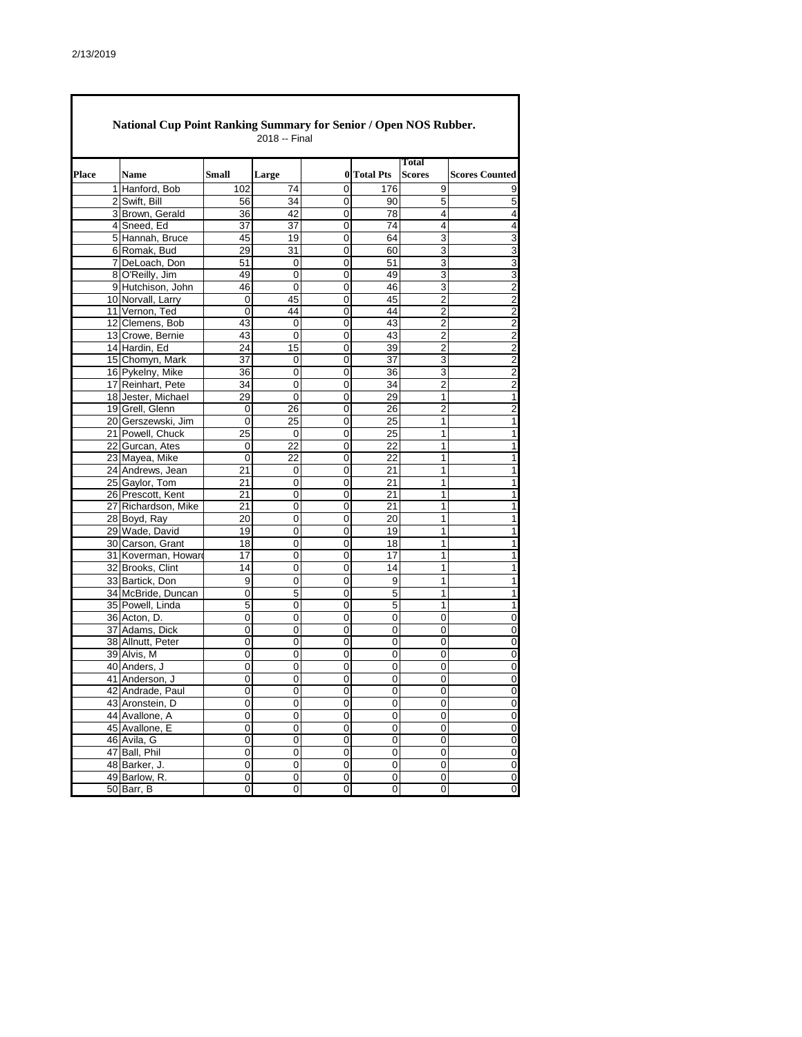## National Cup Point Ranking Summary for Senior / Open NOS Rubber.

2018 -- Final

| Place | Name | Small | Large | 0 | Total Pts | Total Scores | Scores Counted |
|---|---|---|---|---|---|---|---|
| 1 | Hanford, Bob | 102 | 74 | 0 | 176 | 9 | 9 |
| 2 | Swift, Bill | 56 | 34 | 0 | 90 | 5 | 5 |
| 3 | Brown, Gerald | 36 | 42 | 0 | 78 | 4 | 4 |
| 4 | Sneed, Ed | 37 | 37 | 0 | 74 | 4 | 4 |
| 5 | Hannah, Bruce | 45 | 19 | 0 | 64 | 3 | 3 |
| 6 | Romak, Bud | 29 | 31 | 0 | 60 | 3 | 3 |
| 7 | DeLoach, Don | 51 | 0 | 0 | 51 | 3 | 3 |
| 8 | O'Reilly, Jim | 49 | 0 | 0 | 49 | 3 | 3 |
| 9 | Hutchison, John | 46 | 0 | 0 | 46 | 3 | 2 |
| 10 | Norvall, Larry | 0 | 45 | 0 | 45 | 2 | 2 |
| 11 | Vernon, Ted | 0 | 44 | 0 | 44 | 2 | 2 |
| 12 | Clemens, Bob | 43 | 0 | 0 | 43 | 2 | 2 |
| 13 | Crowe, Bernie | 43 | 0 | 0 | 43 | 2 | 2 |
| 14 | Hardin, Ed | 24 | 15 | 0 | 39 | 2 | 2 |
| 15 | Chomyn, Mark | 37 | 0 | 0 | 37 | 3 | 2 |
| 16 | Pykelny, Mike | 36 | 0 | 0 | 36 | 3 | 2 |
| 17 | Reinhart, Pete | 34 | 0 | 0 | 34 | 2 | 2 |
| 18 | Jester, Michael | 29 | 0 | 0 | 29 | 1 | 1 |
| 19 | Grell, Glenn | 0 | 26 | 0 | 26 | 2 | 2 |
| 20 | Gerszewski, Jim | 0 | 25 | 0 | 25 | 1 | 1 |
| 21 | Powell, Chuck | 25 | 0 | 0 | 25 | 1 | 1 |
| 22 | Gurcan, Ates | 0 | 22 | 0 | 22 | 1 | 1 |
| 23 | Mayea, Mike | 0 | 22 | 0 | 22 | 1 | 1 |
| 24 | Andrews, Jean | 21 | 0 | 0 | 21 | 1 | 1 |
| 25 | Gaylor, Tom | 21 | 0 | 0 | 21 | 1 | 1 |
| 26 | Prescott, Kent | 21 | 0 | 0 | 21 | 1 | 1 |
| 27 | Richardson, Mike | 21 | 0 | 0 | 21 | 1 | 1 |
| 28 | Boyd, Ray | 20 | 0 | 0 | 20 | 1 | 1 |
| 29 | Wade, David | 19 | 0 | 0 | 19 | 1 | 1 |
| 30 | Carson, Grant | 18 | 0 | 0 | 18 | 1 | 1 |
| 31 | Koverman, Howard | 17 | 0 | 0 | 17 | 1 | 1 |
| 32 | Brooks, Clint | 14 | 0 | 0 | 14 | 1 | 1 |
| 33 | Bartick, Don | 9 | 0 | 0 | 9 | 1 | 1 |
| 34 | McBride, Duncan | 0 | 5 | 0 | 5 | 1 | 1 |
| 35 | Powell, Linda | 5 | 0 | 0 | 5 | 1 | 1 |
| 36 | Acton, D. | 0 | 0 | 0 | 0 | 0 | 0 |
| 37 | Adams, Dick | 0 | 0 | 0 | 0 | 0 | 0 |
| 38 | Allnutt, Peter | 0 | 0 | 0 | 0 | 0 | 0 |
| 39 | Alvis, M | 0 | 0 | 0 | 0 | 0 | 0 |
| 40 | Anders, J | 0 | 0 | 0 | 0 | 0 | 0 |
| 41 | Anderson, J | 0 | 0 | 0 | 0 | 0 | 0 |
| 42 | Andrade, Paul | 0 | 0 | 0 | 0 | 0 | 0 |
| 43 | Aronstein, D | 0 | 0 | 0 | 0 | 0 | 0 |
| 44 | Avallone, A | 0 | 0 | 0 | 0 | 0 | 0 |
| 45 | Avallone, E | 0 | 0 | 0 | 0 | 0 | 0 |
| 46 | Avila, G | 0 | 0 | 0 | 0 | 0 | 0 |
| 47 | Ball, Phil | 0 | 0 | 0 | 0 | 0 | 0 |
| 48 | Barker, J. | 0 | 0 | 0 | 0 | 0 | 0 |
| 49 | Barlow, R. | 0 | 0 | 0 | 0 | 0 | 0 |
| 50 | Barr, B | 0 | 0 | 0 | 0 | 0 | 0 |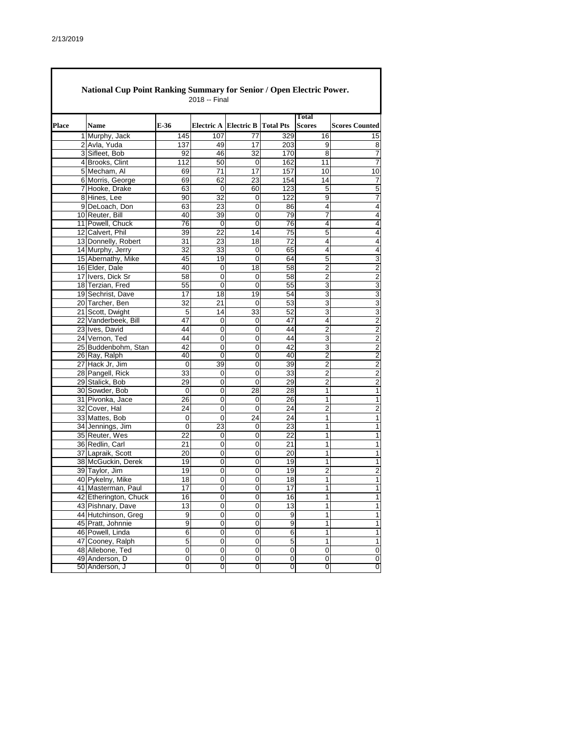## National Cup Point Ranking Summary for Senior / Open Electric Power.

2018 -- Final

| Place | Name | E-36 | Electric A | Electric B | Total Pts | Total Scores | Scores Counted |
|---|---|---|---|---|---|---|---|
| 1 | Murphy, Jack | 145 | 107 | 77 | 329 | 16 | 15 |
| 2 | Avla, Yuda | 137 | 49 | 17 | 203 | 9 | 8 |
| 3 | Sifleet, Bob | 92 | 46 | 32 | 170 | 8 | 7 |
| 4 | Brooks, Clint | 112 | 50 | 0 | 162 | 11 | 7 |
| 5 | Mecham, Al | 69 | 71 | 17 | 157 | 10 | 10 |
| 6 | Morris, George | 69 | 62 | 23 | 154 | 14 | 7 |
| 7 | Hooke, Drake | 63 | 0 | 60 | 123 | 5 | 5 |
| 8 | Hines, Lee | 90 | 32 | 0 | 122 | 9 | 7 |
| 9 | DeLoach, Don | 63 | 23 | 0 | 86 | 4 | 4 |
| 10 | Reuter, Bill | 40 | 39 | 0 | 79 | 7 | 4 |
| 11 | Powell, Chuck | 76 | 0 | 0 | 76 | 4 | 4 |
| 12 | Calvert, Phil | 39 | 22 | 14 | 75 | 5 | 4 |
| 13 | Donnelly, Robert | 31 | 23 | 18 | 72 | 4 | 4 |
| 14 | Murphy, Jerry | 32 | 33 | 0 | 65 | 4 | 4 |
| 15 | Abernathy, Mike | 45 | 19 | 0 | 64 | 5 | 3 |
| 16 | Elder, Dale | 40 | 0 | 18 | 58 | 2 | 2 |
| 17 | Ivers, Dick Sr | 58 | 0 | 0 | 58 | 2 | 2 |
| 18 | Terzian, Fred | 55 | 0 | 0 | 55 | 3 | 3 |
| 19 | Sechrist, Dave | 17 | 18 | 19 | 54 | 3 | 3 |
| 20 | Tarcher, Ben | 32 | 21 | 0 | 53 | 3 | 3 |
| 21 | Scott, Dwight | 5 | 14 | 33 | 52 | 3 | 3 |
| 22 | Vanderbeek, Bill | 47 | 0 | 0 | 47 | 4 | 2 |
| 23 | Ives, David | 44 | 0 | 0 | 44 | 2 | 2 |
| 24 | Vernon, Ted | 44 | 0 | 0 | 44 | 3 | 2 |
| 25 | Buddenbohm, Stan | 42 | 0 | 0 | 42 | 3 | 2 |
| 26 | Ray, Ralph | 40 | 0 | 0 | 40 | 2 | 2 |
| 27 | Hack Jr, Jim | 0 | 39 | 0 | 39 | 2 | 2 |
| 28 | Pangell, Rick | 33 | 0 | 0 | 33 | 2 | 2 |
| 29 | Stalick, Bob | 29 | 0 | 0 | 29 | 2 | 2 |
| 30 | Sowder, Bob | 0 | 0 | 28 | 28 | 1 | 1 |
| 31 | Pivonka, Jace | 26 | 0 | 0 | 26 | 1 | 1 |
| 32 | Cover, Hal | 24 | 0 | 0 | 24 | 2 | 2 |
| 33 | Mattes, Bob | 0 | 0 | 24 | 24 | 1 | 1 |
| 34 | Jennings, Jim | 0 | 23 | 0 | 23 | 1 | 1 |
| 35 | Reuter, Wes | 22 | 0 | 0 | 22 | 1 | 1 |
| 36 | Redlin, Carl | 21 | 0 | 0 | 21 | 1 | 1 |
| 37 | Lapraik, Scott | 20 | 0 | 0 | 20 | 1 | 1 |
| 38 | McGuckin, Derek | 19 | 0 | 0 | 19 | 1 | 1 |
| 39 | Taylor, Jim | 19 | 0 | 0 | 19 | 2 | 2 |
| 40 | Pykelny, Mike | 18 | 0 | 0 | 18 | 1 | 1 |
| 41 | Masterman, Paul | 17 | 0 | 0 | 17 | 1 | 1 |
| 42 | Etherington, Chuck | 16 | 0 | 0 | 16 | 1 | 1 |
| 43 | Pishnary, Dave | 13 | 0 | 0 | 13 | 1 | 1 |
| 44 | Hutchinson, Greg | 9 | 0 | 0 | 9 | 1 | 1 |
| 45 | Pratt, Johnnie | 9 | 0 | 0 | 9 | 1 | 1 |
| 46 | Powell, Linda | 6 | 0 | 0 | 6 | 1 | 1 |
| 47 | Cooney, Ralph | 5 | 0 | 0 | 5 | 1 | 1 |
| 48 | Allebone, Ted | 0 | 0 | 0 | 0 | 0 | 0 |
| 49 | Anderson, D | 0 | 0 | 0 | 0 | 0 | 0 |
| 50 | Anderson, J | 0 | 0 | 0 | 0 | 0 | 0 |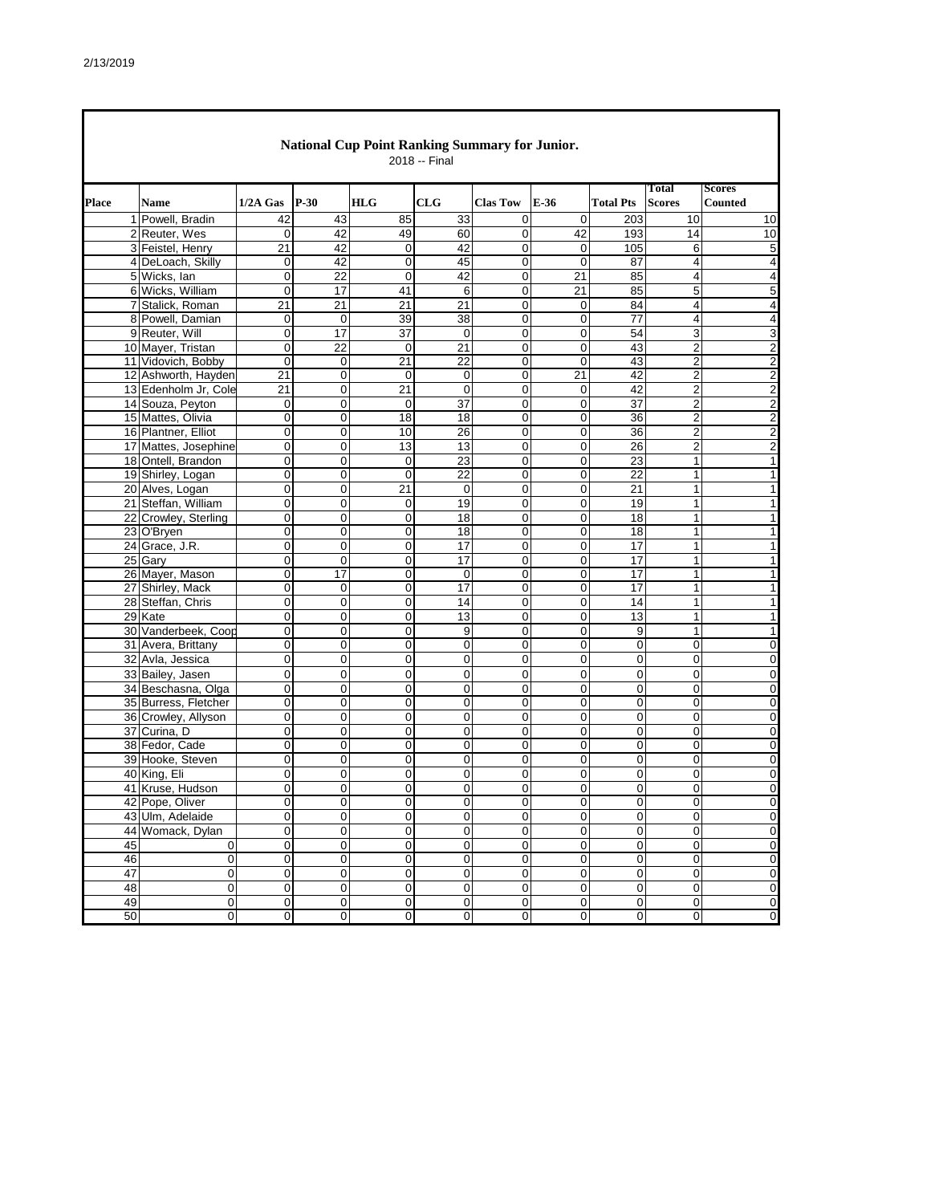2/13/2019

## National Cup Point Ranking Summary for Junior.

2018 -- Final

| Place | Name | 1/2A Gas | P-30 | HLG | CLG | Clas Tow | E-36 | Total Pts | Total Scores | Scores Counted |
|---|---|---|---|---|---|---|---|---|---|---|
| 1 | Powell, Bradin | 42 | 43 | 85 | 33 | 0 | 0 | 203 | 10 | 10 |
| 2 | Reuter, Wes | 0 | 42 | 49 | 60 | 0 | 42 | 193 | 14 | 10 |
| 3 | Feistel, Henry | 21 | 42 | 0 | 42 | 0 | 0 | 105 | 6 | 5 |
| 4 | DeLoach, Skilly | 0 | 42 | 0 | 45 | 0 | 0 | 87 | 4 | 4 |
| 5 | Wicks, Ian | 0 | 22 | 0 | 42 | 0 | 21 | 85 | 4 | 4 |
| 6 | Wicks, William | 0 | 17 | 41 | 6 | 0 | 21 | 85 | 5 | 5 |
| 7 | Stalick, Roman | 21 | 21 | 21 | 21 | 0 | 0 | 84 | 4 | 4 |
| 8 | Powell, Damian | 0 | 0 | 39 | 38 | 0 | 0 | 77 | 4 | 4 |
| 9 | Reuter, Will | 0 | 17 | 37 | 0 | 0 | 0 | 54 | 3 | 3 |
| 10 | Mayer, Tristan | 0 | 22 | 0 | 21 | 0 | 0 | 43 | 2 | 2 |
| 11 | Vidovich, Bobby | 0 | 0 | 21 | 22 | 0 | 0 | 43 | 2 | 2 |
| 12 | Ashworth, Hayden | 21 | 0 | 0 | 0 | 0 | 21 | 42 | 2 | 2 |
| 13 | Edenholm Jr, Cole | 21 | 0 | 21 | 0 | 0 | 0 | 42 | 2 | 2 |
| 14 | Souza, Peyton | 0 | 0 | 0 | 37 | 0 | 0 | 37 | 2 | 2 |
| 15 | Mattes, Olivia | 0 | 0 | 18 | 18 | 0 | 0 | 36 | 2 | 2 |
| 16 | Plantner, Elliot | 0 | 0 | 10 | 26 | 0 | 0 | 36 | 2 | 2 |
| 17 | Mattes, Josephine | 0 | 0 | 13 | 13 | 0 | 0 | 26 | 2 | 2 |
| 18 | Ontell, Brandon | 0 | 0 | 0 | 23 | 0 | 0 | 23 | 1 | 1 |
| 19 | Shirley, Logan | 0 | 0 | 0 | 22 | 0 | 0 | 22 | 1 | 1 |
| 20 | Alves, Logan | 0 | 0 | 21 | 0 | 0 | 0 | 21 | 1 | 1 |
| 21 | Steffan, William | 0 | 0 | 0 | 19 | 0 | 0 | 19 | 1 | 1 |
| 22 | Crowley, Sterling | 0 | 0 | 0 | 18 | 0 | 0 | 18 | 1 | 1 |
| 23 | O'Bryen | 0 | 0 | 0 | 18 | 0 | 0 | 18 | 1 | 1 |
| 24 | Grace, J.R. | 0 | 0 | 0 | 17 | 0 | 0 | 17 | 1 | 1 |
| 25 | Gary | 0 | 0 | 0 | 17 | 0 | 0 | 17 | 1 | 1 |
| 26 | Mayer, Mason | 0 | 17 | 0 | 0 | 0 | 0 | 17 | 1 | 1 |
| 27 | Shirley, Mack | 0 | 0 | 0 | 17 | 0 | 0 | 17 | 1 | 1 |
| 28 | Steffan, Chris | 0 | 0 | 0 | 14 | 0 | 0 | 14 | 1 | 1 |
| 29 | Kate | 0 | 0 | 0 | 13 | 0 | 0 | 13 | 1 | 1 |
| 30 | Vanderbeek, Coop | 0 | 0 | 0 | 9 | 0 | 0 | 9 | 1 | 1 |
| 31 | Avera, Brittany | 0 | 0 | 0 | 0 | 0 | 0 | 0 | 0 | 0 |
| 32 | Avla, Jessica | 0 | 0 | 0 | 0 | 0 | 0 | 0 | 0 | 0 |
| 33 | Bailey, Jasen | 0 | 0 | 0 | 0 | 0 | 0 | 0 | 0 | 0 |
| 34 | Beschasna, Olga | 0 | 0 | 0 | 0 | 0 | 0 | 0 | 0 | 0 |
| 35 | Burress, Fletcher | 0 | 0 | 0 | 0 | 0 | 0 | 0 | 0 | 0 |
| 36 | Crowley, Allyson | 0 | 0 | 0 | 0 | 0 | 0 | 0 | 0 | 0 |
| 37 | Curina, D | 0 | 0 | 0 | 0 | 0 | 0 | 0 | 0 | 0 |
| 38 | Fedor, Cade | 0 | 0 | 0 | 0 | 0 | 0 | 0 | 0 | 0 |
| 39 | Hooke, Steven | 0 | 0 | 0 | 0 | 0 | 0 | 0 | 0 | 0 |
| 40 | King, Eli | 0 | 0 | 0 | 0 | 0 | 0 | 0 | 0 | 0 |
| 41 | Kruse, Hudson | 0 | 0 | 0 | 0 | 0 | 0 | 0 | 0 | 0 |
| 42 | Pope, Oliver | 0 | 0 | 0 | 0 | 0 | 0 | 0 | 0 | 0 |
| 43 | Ulm, Adelaide | 0 | 0 | 0 | 0 | 0 | 0 | 0 | 0 | 0 |
| 44 | Womack, Dylan | 0 | 0 | 0 | 0 | 0 | 0 | 0 | 0 | 0 |
| 45 | 0 | 0 | 0 | 0 | 0 | 0 | 0 | 0 | 0 | 0 |
| 46 | 0 | 0 | 0 | 0 | 0 | 0 | 0 | 0 | 0 | 0 |
| 47 | 0 | 0 | 0 | 0 | 0 | 0 | 0 | 0 | 0 | 0 |
| 48 | 0 | 0 | 0 | 0 | 0 | 0 | 0 | 0 | 0 | 0 |
| 49 | 0 | 0 | 0 | 0 | 0 | 0 | 0 | 0 | 0 | 0 |
| 50 | 0 | 0 | 0 | 0 | 0 | 0 | 0 | 0 | 0 | 0 |